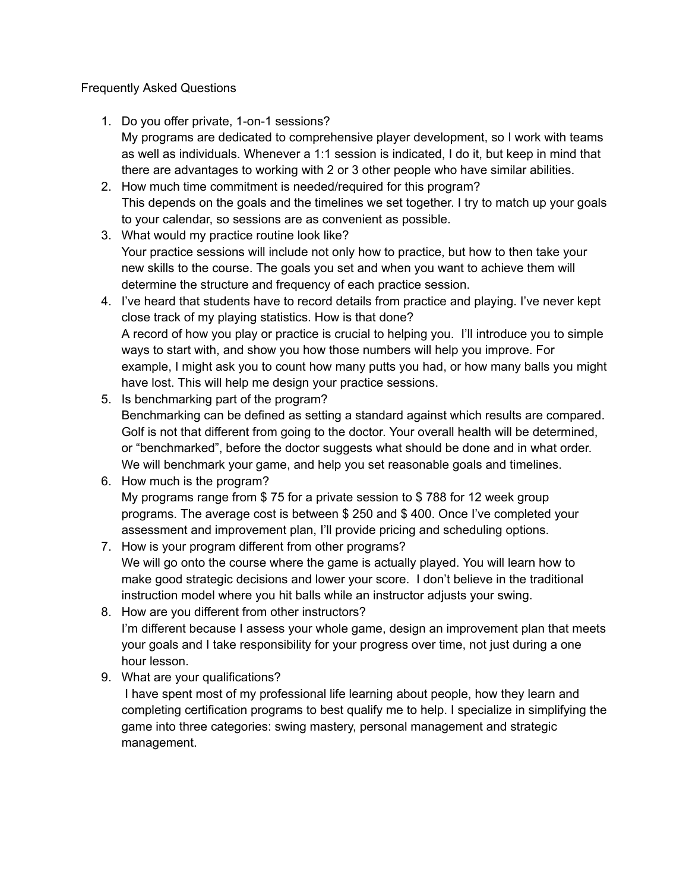Frequently Asked Questions

1. Do you offer private, 1-on-1 sessions?
   My programs are dedicated to comprehensive player development, so I work with teams as well as individuals. Whenever a 1:1 session is indicated, I do it, but keep in mind that there are advantages to working with 2 or 3 other people who have similar abilities.
2. How much time commitment is needed/required for this program?
   This depends on the goals and the timelines we set together. I try to match up your goals to your calendar, so sessions are as convenient as possible.
3. What would my practice routine look like?
   Your practice sessions will include not only how to practice, but how to then take your new skills to the course. The goals you set and when you want to achieve them will determine the structure and frequency of each practice session.
4. I've heard that students have to record details from practice and playing. I've never kept close track of my playing statistics. How is that done?
   A record of how you play or practice is crucial to helping you. I'll introduce you to simple ways to start with, and show you how those numbers will help you improve. For example, I might ask you to count how many putts you had, or how many balls you might have lost. This will help me design your practice sessions.
5. Is benchmarking part of the program?
   Benchmarking can be defined as setting a standard against which results are compared. Golf is not that different from going to the doctor. Your overall health will be determined, or "benchmarked", before the doctor suggests what should be done and in what order. We will benchmark your game, and help you set reasonable goals and timelines.
6. How much is the program?
   My programs range from $ 75 for a private session to $ 788 for 12 week group programs. The average cost is between $ 250 and $ 400. Once I've completed your assessment and improvement plan, I'll provide pricing and scheduling options.
7. How is your program different from other programs?
   We will go onto the course where the game is actually played. You will learn how to make good strategic decisions and lower your score. I don't believe in the traditional instruction model where you hit balls while an instructor adjusts your swing.
8. How are you different from other instructors?
   I'm different because I assess your whole game, design an improvement plan that meets your goals and I take responsibility for your progress over time, not just during a one hour lesson.
9. What are your qualifications?
   I have spent most of my professional life learning about people, how they learn and completing certification programs to best qualify me to help. I specialize in simplifying the game into three categories: swing mastery, personal management and strategic management.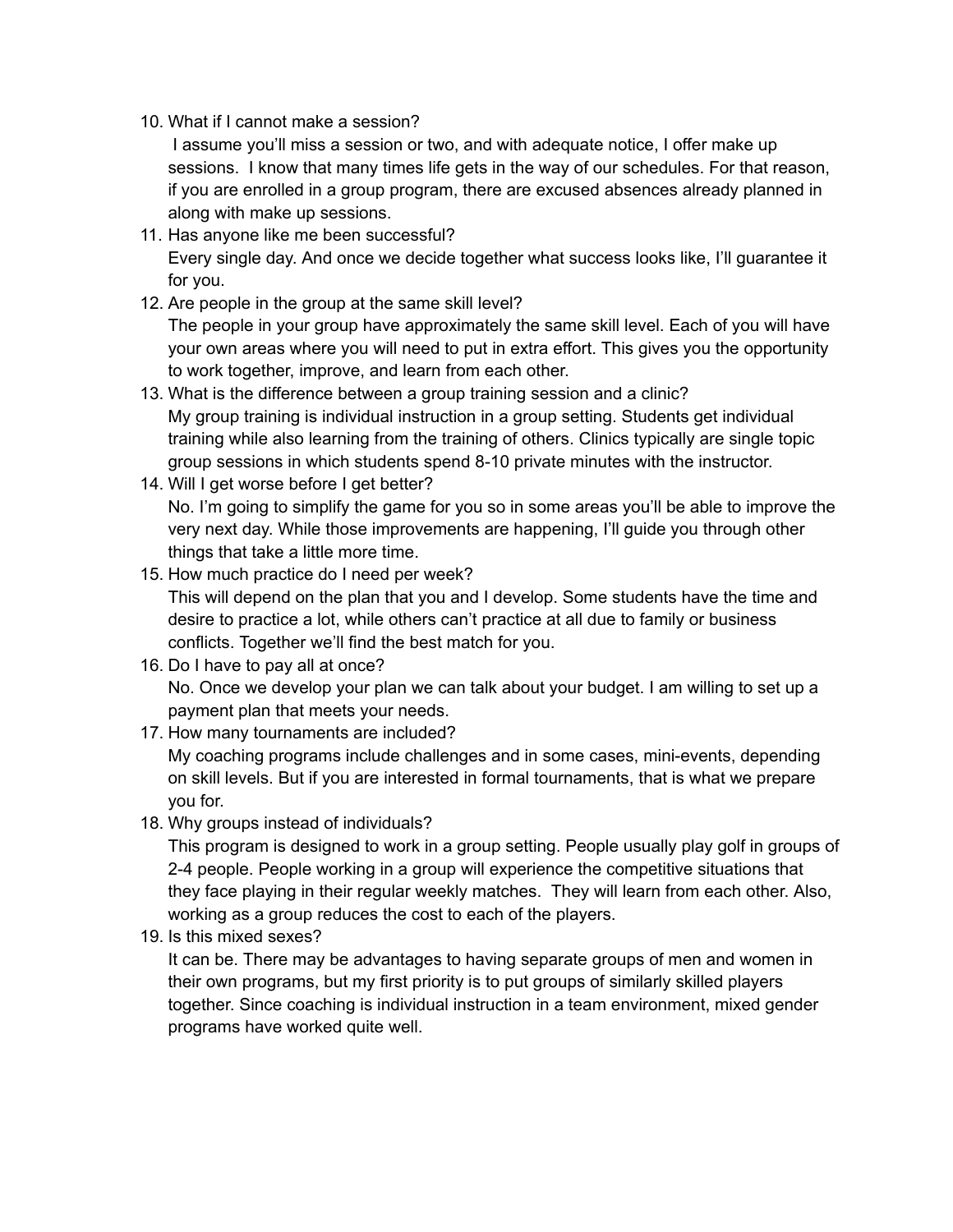10. What if I cannot make a session?
    I assume you'll miss a session or two, and with adequate notice, I offer make up sessions. I know that many times life gets in the way of our schedules. For that reason, if you are enrolled in a group program, there are excused absences already planned in along with make up sessions.
11. Has anyone like me been successful?
    Every single day. And once we decide together what success looks like, I'll guarantee it for you.
12. Are people in the group at the same skill level?
    The people in your group have approximately the same skill level. Each of you will have your own areas where you will need to put in extra effort. This gives you the opportunity to work together, improve, and learn from each other.
13. What is the difference between a group training session and a clinic?
    My group training is individual instruction in a group setting. Students get individual training while also learning from the training of others. Clinics typically are single topic group sessions in which students spend 8-10 private minutes with the instructor.
14. Will I get worse before I get better?
    No. I'm going to simplify the game for you so in some areas you'll be able to improve the very next day. While those improvements are happening, I'll guide you through other things that take a little more time.
15. How much practice do I need per week?
    This will depend on the plan that you and I develop. Some students have the time and desire to practice a lot, while others can't practice at all due to family or business conflicts. Together we'll find the best match for you.
16. Do I have to pay all at once?
    No. Once we develop your plan we can talk about your budget. I am willing to set up a payment plan that meets your needs.
17. How many tournaments are included?
    My coaching programs include challenges and in some cases, mini-events, depending on skill levels. But if you are interested in formal tournaments, that is what we prepare you for.
18. Why groups instead of individuals?
    This program is designed to work in a group setting. People usually play golf in groups of 2-4 people. People working in a group will experience the competitive situations that they face playing in their regular weekly matches. They will learn from each other. Also, working as a group reduces the cost to each of the players.
19. Is this mixed sexes?
    It can be. There may be advantages to having separate groups of men and women in their own programs, but my first priority is to put groups of similarly skilled players together. Since coaching is individual instruction in a team environment, mixed gender programs have worked quite well.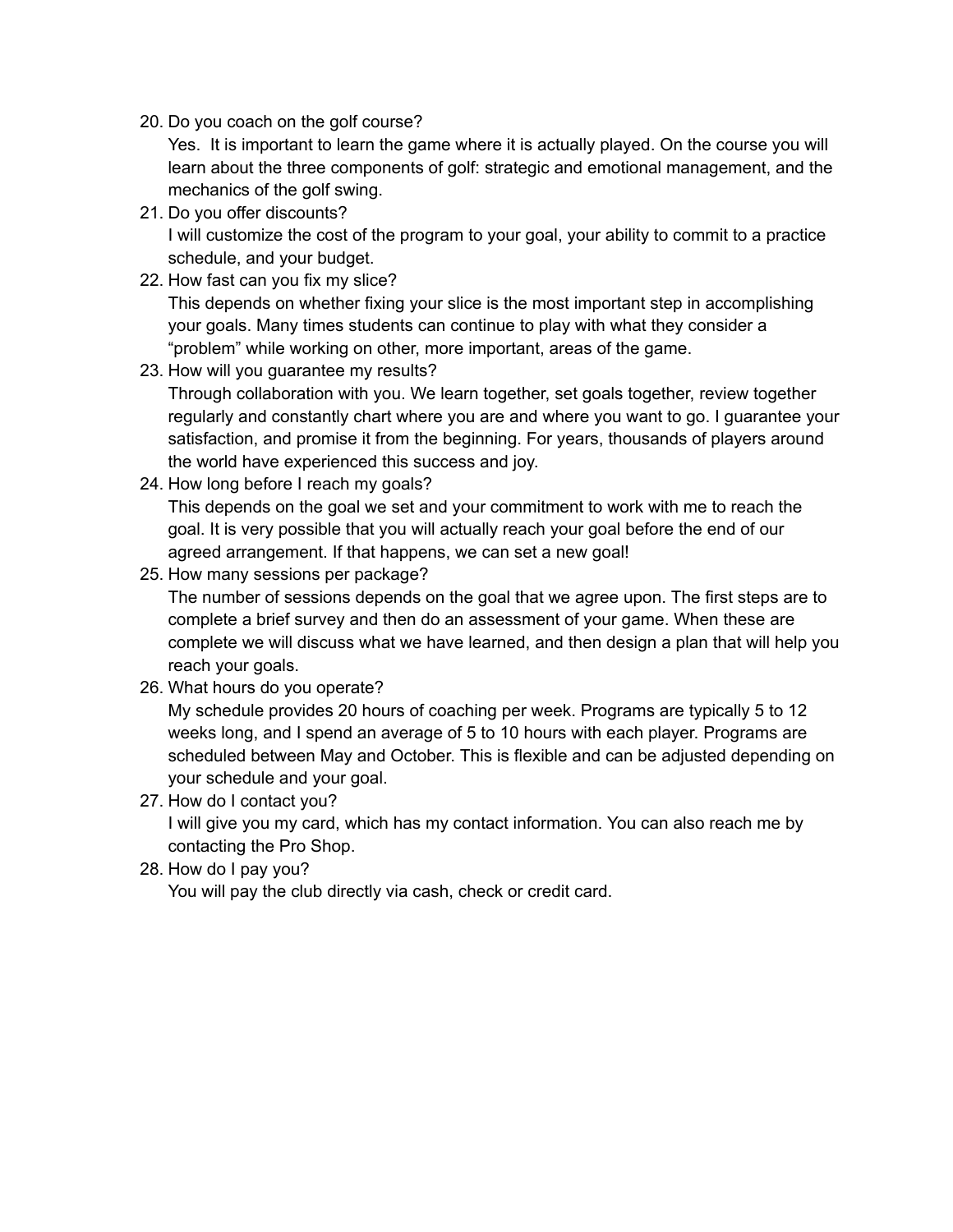20. Do you coach on the golf course?
    Yes.  It is important to learn the game where it is actually played. On the course you will learn about the three components of golf: strategic and emotional management, and the mechanics of the golf swing.
21. Do you offer discounts?
    I will customize the cost of the program to your goal, your ability to commit to a practice schedule, and your budget.
22. How fast can you fix my slice?
    This depends on whether fixing your slice is the most important step in accomplishing your goals. Many times students can continue to play with what they consider a "problem" while working on other, more important, areas of the game.
23. How will you guarantee my results?
    Through collaboration with you. We learn together, set goals together, review together regularly and constantly chart where you are and where you want to go. I guarantee your satisfaction, and promise it from the beginning. For years, thousands of players around the world have experienced this success and joy.
24. How long before I reach my goals?
    This depends on the goal we set and your commitment to work with me to reach the goal. It is very possible that you will actually reach your goal before the end of our agreed arrangement. If that happens, we can set a new goal!
25. How many sessions per package?
    The number of sessions depends on the goal that we agree upon. The first steps are to complete a brief survey and then do an assessment of your game. When these are complete we will discuss what we have learned, and then design a plan that will help you reach your goals.
26. What hours do you operate?
    My schedule provides 20 hours of coaching per week. Programs are typically 5 to 12 weeks long, and I spend an average of 5 to 10 hours with each player. Programs are scheduled between May and October. This is flexible and can be adjusted depending on your schedule and your goal.
27. How do I contact you?
    I will give you my card, which has my contact information. You can also reach me by contacting the Pro Shop.
28. How do I pay you?
    You will pay the club directly via cash, check or credit card.